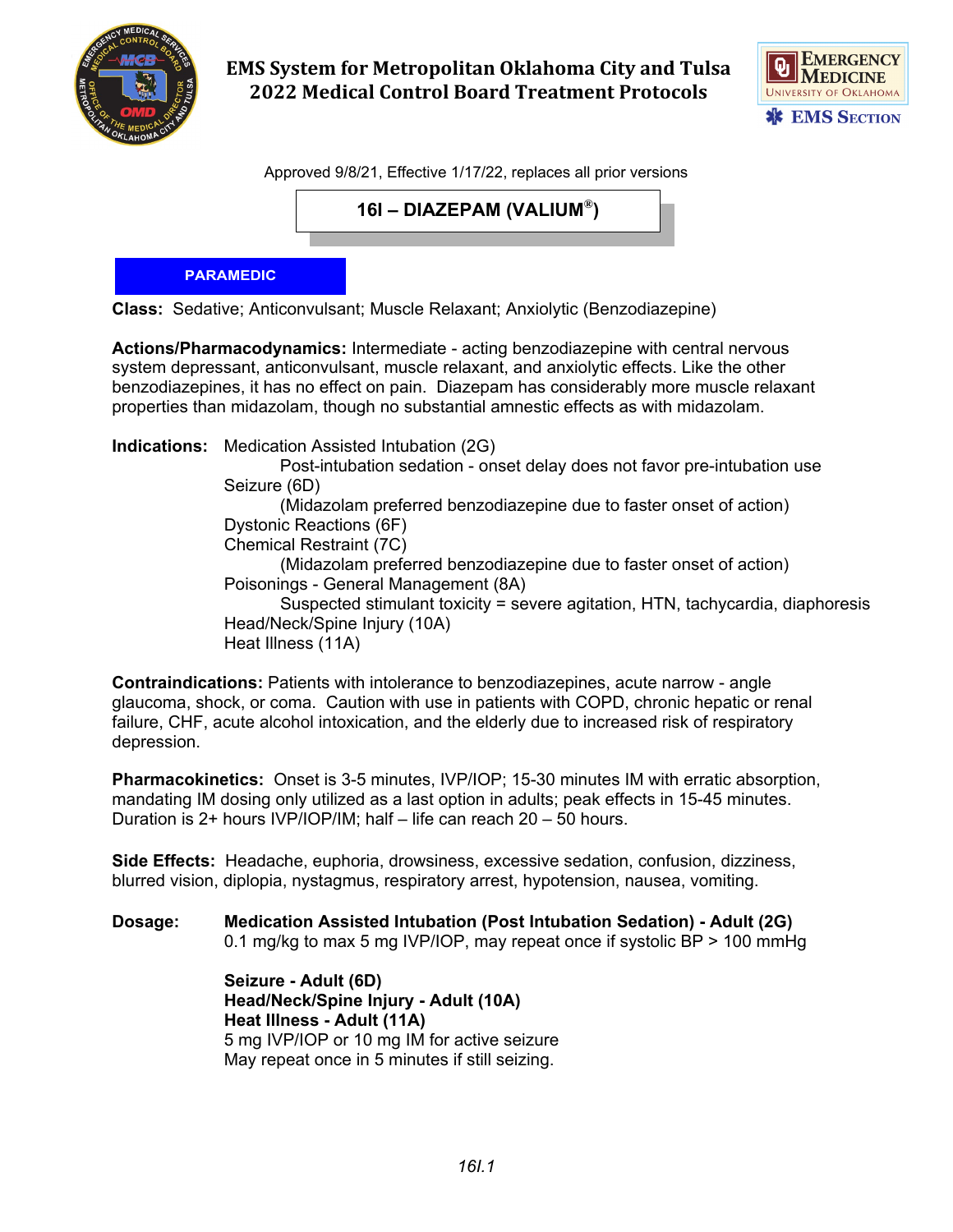# EMS System for Metropolitan Oklahoma City and Tulsa
# 2022 Medical Control Board Treatment Protocols

Approved 9/8/21, Effective 1/17/22, replaces all prior versions

## 16I – DIAZEPAM (VALIUM®)

**PARAMEDIC**

**Class:** Sedative; Anticonvulsant; Muscle Relaxant; Anxiolytic (Benzodiazepine)

**Actions/Pharmacodynamics:** Intermediate - acting benzodiazepine with central nervous system depressant, anticonvulsant, muscle relaxant, and anxiolytic effects. Like the other benzodiazepines, it has no effect on pain. Diazepam has considerably more muscle relaxant properties than midazolam, though no substantial amnestic effects as with midazolam.

**Indications:**
- Medication Assisted Intubation (2G)
  - Post-intubation sedation - onset delay does not favor pre-intubation use
- Seizure (6D)
  - (Midazolam preferred benzodiazepine due to faster onset of action)
- Dystonic Reactions (6F)
- Chemical Restraint (7C)
  - (Midazolam preferred benzodiazepine due to faster onset of action)
- Poisonings - General Management (8A)
  - Suspected stimulant toxicity = severe agitation, HTN, tachycardia, diaphoresis
- Head/Neck/Spine Injury (10A)
- Heat Illness (11A)

**Contraindications:** Patients with intolerance to benzodiazepines, acute narrow - angle glaucoma, shock, or coma. Caution with use in patients with COPD, chronic hepatic or renal failure, CHF, acute alcohol intoxication, and the elderly due to increased risk of respiratory depression.

**Pharmacokinetics:** Onset is 3-5 minutes, IVP/IOP; 15-30 minutes IM with erratic absorption, mandating IM dosing only utilized as a last option in adults; peak effects in 15-45 minutes. Duration is 2+ hours IVP/IOP/IM; half – life can reach 20 – 50 hours.

**Side Effects:** Headache, euphoria, drowsiness, excessive sedation, confusion, dizziness, blurred vision, diplopia, nystagmus, respiratory arrest, hypotension, nausea, vomiting.

**Dosage:**

**Medication Assisted Intubation (Post Intubation Sedation) - Adult (2G)**
0.1 mg/kg to max 5 mg IVP/IOP, may repeat once if systolic BP > 100 mmHg

**Seizure - Adult (6D)**
**Head/Neck/Spine Injury - Adult (10A)**
**Heat Illness - Adult (11A)**
5 mg IVP/IOP or 10 mg IM for active seizure
May repeat once in 5 minutes if still seizing.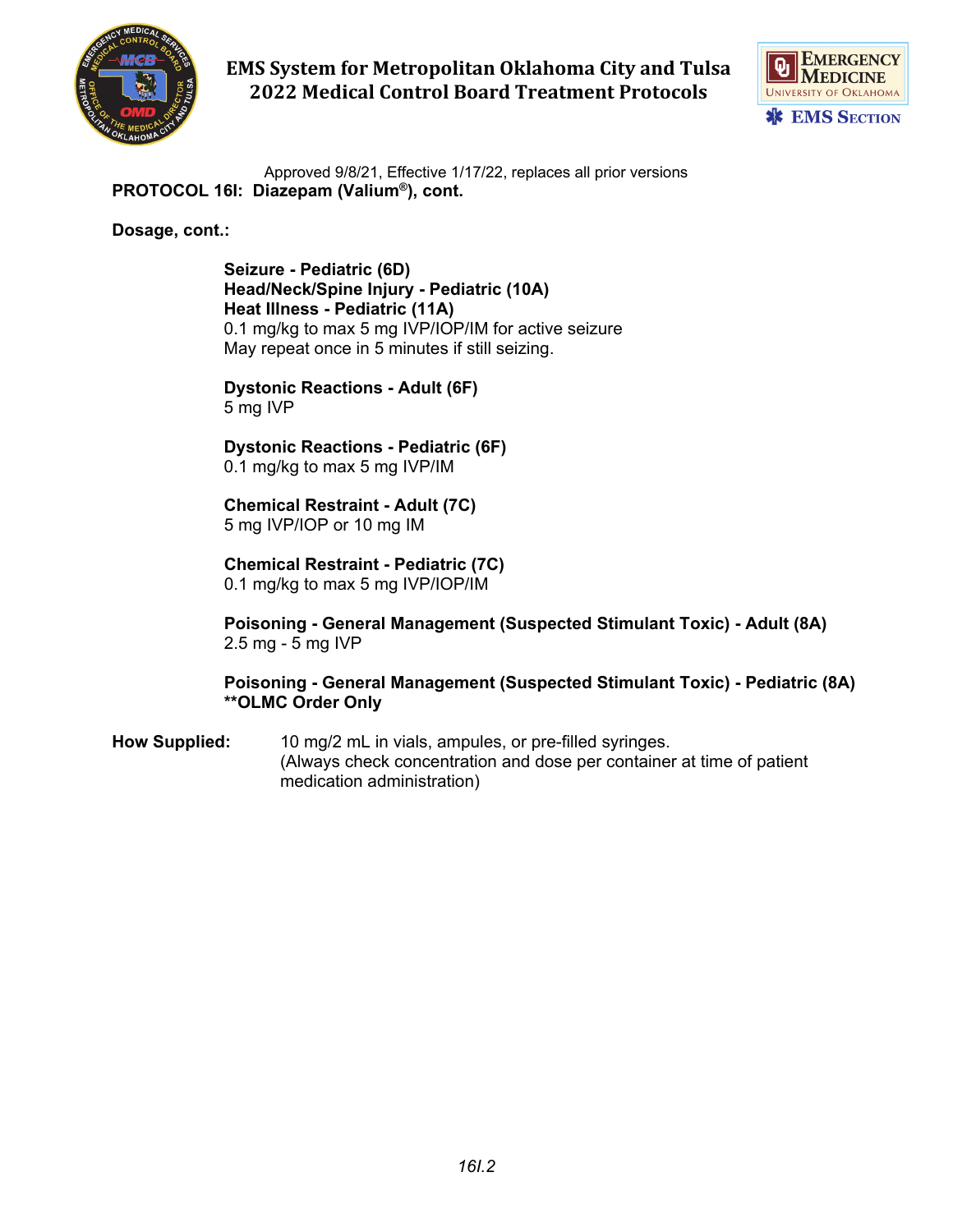Approved 9/8/21, Effective 1/17/22, replaces all prior versions

**PROTOCOL 16I: Diazepam (Valium®), cont.**

**Dosage, cont.:**

**Seizure - Pediatric (6D)**
**Head/Neck/Spine Injury - Pediatric (10A)**
**Heat Illness - Pediatric (11A)**
0.1 mg/kg to max 5 mg IVP/IOP/IM for active seizure
May repeat once in 5 minutes if still seizing.

**Dystonic Reactions - Adult (6F)**
5 mg IVP

**Dystonic Reactions - Pediatric (6F)**
0.1 mg/kg to max 5 mg IVP/IM

**Chemical Restraint - Adult (7C)**
5 mg IVP/IOP or 10 mg IM

**Chemical Restraint - Pediatric (7C)**
0.1 mg/kg to max 5 mg IVP/IOP/IM

**Poisoning - General Management (Suspected Stimulant Toxic) - Adult (8A)**
2.5 mg - 5 mg IVP

**Poisoning - General Management (Suspected Stimulant Toxic) - Pediatric (8A)**
****OLMC Order Only**

**How Supplied:** 10 mg/2 mL in vials, ampules, or pre-filled syringes.
(Always check concentration and dose per container at time of patient medication administration)